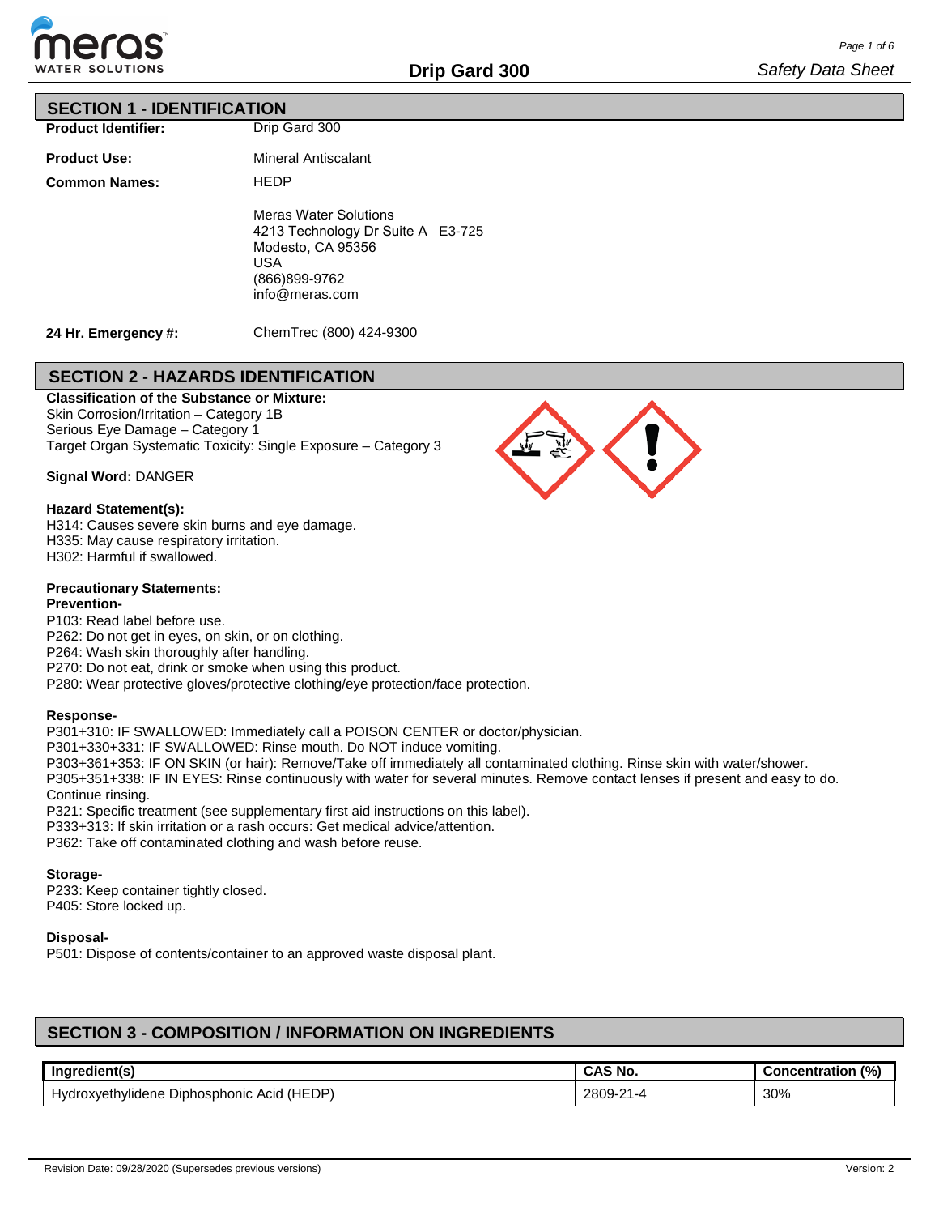## SECTION 1 - IDENTIFICATION

**Product Identifier:** Drip Gard 300

**Product Use:** Mineral Antiscalant

**Common Names:** HEDP

Meras Water Solutions
4213 Technology Dr Suite A E3-725
Modesto, CA 95356
USA
(866)899-9762
info@meras.com

**24 Hr. Emergency #:** ChemTrec (800) 424-9300

## SECTION 2 - HAZARDS IDENTIFICATION

**Classification of the Substance or Mixture:**
Skin Corrosion/Irritation – Category 1B
Serious Eye Damage – Category 1
Target Organ Systematic Toxicity: Single Exposure – Category 3

**Signal Word:** DANGER

**Hazard Statement(s):**
H314: Causes severe skin burns and eye damage.
H335: May cause respiratory irritation.
H302: Harmful if swallowed.

**Precautionary Statements:**

**Prevention-**
P103: Read label before use.
P262: Do not get in eyes, on skin, or on clothing.
P264: Wash skin thoroughly after handling.
P270: Do not eat, drink or smoke when using this product.
P280: Wear protective gloves/protective clothing/eye protection/face protection.

**Response-**
P301+310: IF SWALLOWED: Immediately call a POISON CENTER or doctor/physician.
P301+330+331: IF SWALLOWED: Rinse mouth. Do NOT induce vomiting.
P303+361+353: IF ON SKIN (or hair): Remove/Take off immediately all contaminated clothing. Rinse skin with water/shower.
P305+351+338: IF IN EYES: Rinse continuously with water for several minutes. Remove contact lenses if present and easy to do. Continue rinsing.
P321: Specific treatment (see supplementary first aid instructions on this label).
P333+313: If skin irritation or a rash occurs: Get medical advice/attention.
P362: Take off contaminated clothing and wash before reuse.

**Storage-**
P233: Keep container tightly closed.
P405: Store locked up.

**Disposal-**
P501: Dispose of contents/container to an approved waste disposal plant.

## SECTION 3 - COMPOSITION / INFORMATION ON INGREDIENTS

| Ingredient(s) | CAS No. | Concentration (%) |
|---|---|---|
| Hydroxyethylidene Diphosphonic Acid (HEDP) | 2809-21-4 | 30% |

Revision Date: 09/28/2020 (Supersedes previous versions) Version: 2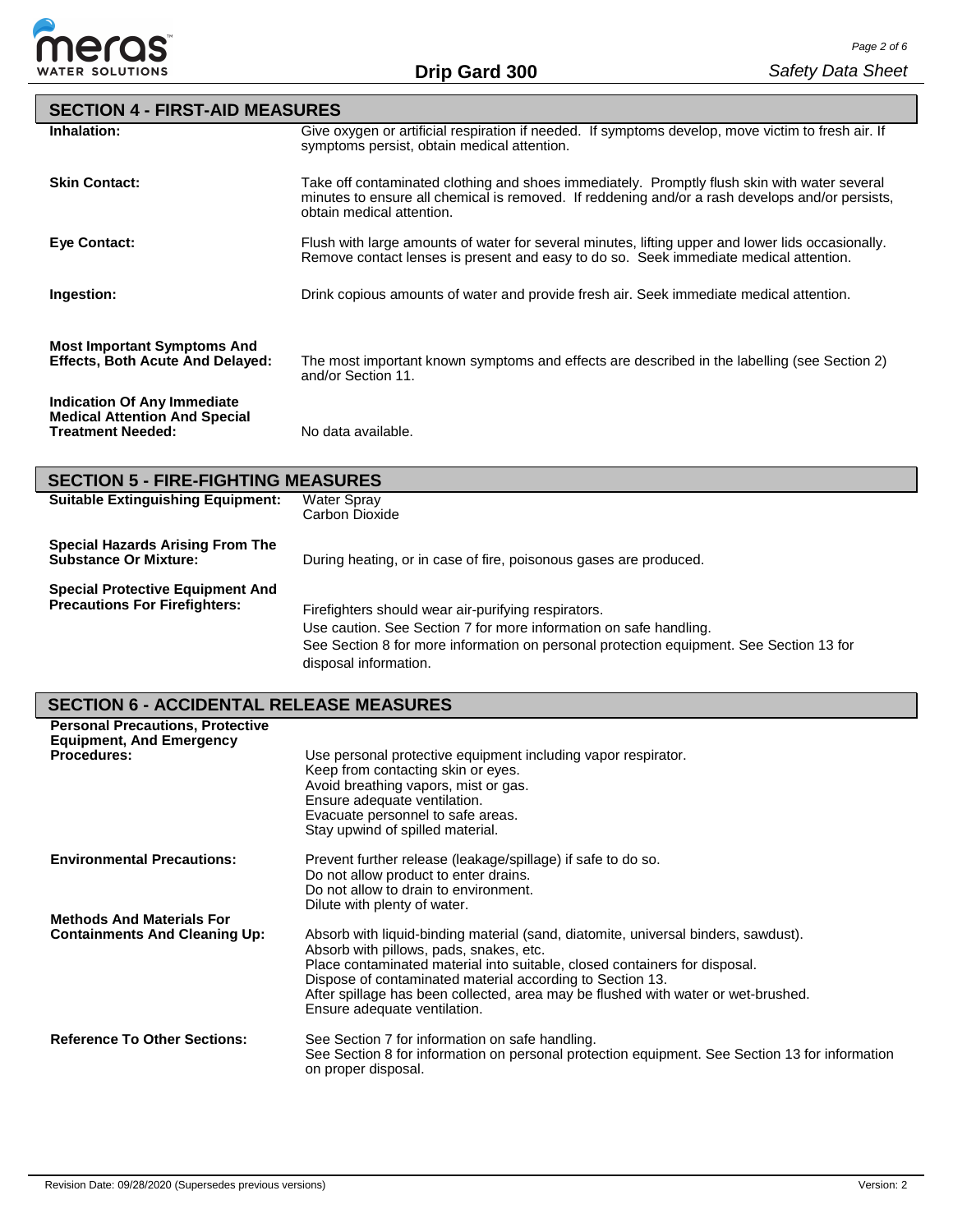## SECTION 4 - FIRST-AID MEASURES

**Inhalation:** Give oxygen or artificial respiration if needed. If symptoms develop, move victim to fresh air. If symptoms persist, obtain medical attention.

**Skin Contact:** Take off contaminated clothing and shoes immediately. Promptly flush skin with water several minutes to ensure all chemical is removed. If reddening and/or a rash develops and/or persists, obtain medical attention.

**Eye Contact:** Flush with large amounts of water for several minutes, lifting upper and lower lids occasionally. Remove contact lenses is present and easy to do so. Seek immediate medical attention.

**Ingestion:** Drink copious amounts of water and provide fresh air. Seek immediate medical attention.

**Most Important Symptoms And Effects, Both Acute And Delayed:** The most important known symptoms and effects are described in the labelling (see Section 2) and/or Section 11.

**Indication Of Any Immediate Medical Attention And Special Treatment Needed:** No data available.

## SECTION 5 - FIRE-FIGHTING MEASURES

**Suitable Extinguishing Equipment:** Water Spray
Carbon Dioxide

**Special Hazards Arising From The Substance Or Mixture:** During heating, or in case of fire, poisonous gases are produced.

**Special Protective Equipment And Precautions For Firefighters:** Firefighters should wear air-purifying respirators.
Use caution. See Section 7 for more information on safe handling.
See Section 8 for more information on personal protection equipment. See Section 13 for disposal information.

## SECTION 6 - ACCIDENTAL RELEASE MEASURES

**Personal Precautions, Protective Equipment, And Emergency Procedures:** Use personal protective equipment including vapor respirator.
Keep from contacting skin or eyes.
Avoid breathing vapors, mist or gas.
Ensure adequate ventilation.
Evacuate personnel to safe areas.
Stay upwind of spilled material.

**Environmental Precautions:** Prevent further release (leakage/spillage) if safe to do so.
Do not allow product to enter drains.
Do not allow to drain to environment.
Dilute with plenty of water.

**Methods And Materials For Containments And Cleaning Up:** Absorb with liquid-binding material (sand, diatomite, universal binders, sawdust).
Absorb with pillows, pads, snakes, etc.
Place contaminated material into suitable, closed containers for disposal.
Dispose of contaminated material according to Section 13.
After spillage has been collected, area may be flushed with water or wet-brushed.
Ensure adequate ventilation.

**Reference To Other Sections:** See Section 7 for information on safe handling.
See Section 8 for information on personal protection equipment. See Section 13 for information on proper disposal.

Revision Date: 09/28/2020 (Supersedes previous versions) Version: 2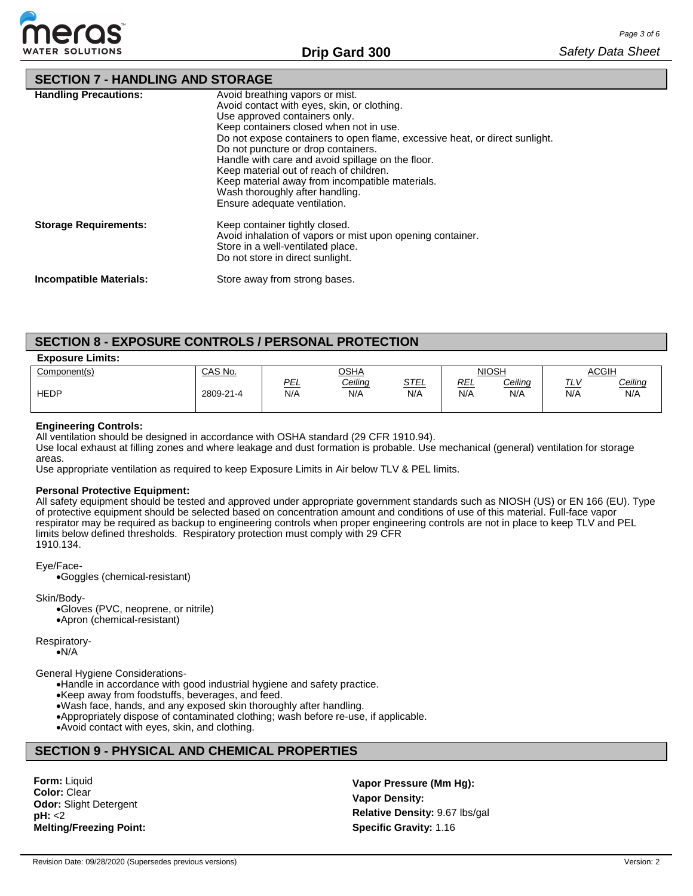## SECTION 7 - HANDLING AND STORAGE

**Handling Precautions:**

Avoid breathing vapors or mist.
Avoid contact with eyes, skin, or clothing.
Use approved containers only.
Keep containers closed when not in use.
Do not expose containers to open flame, excessive heat, or direct sunlight.
Do not puncture or drop containers.
Handle with care and avoid spillage on the floor.
Keep material out of reach of children.
Keep material away from incompatible materials.
Wash thoroughly after handling.
Ensure adequate ventilation.

**Storage Requirements:**

Keep container tightly closed.
Avoid inhalation of vapors or mist upon opening container.
Store in a well-ventilated place.
Do not store in direct sunlight.

**Incompatible Materials:**

Store away from strong bases.

## SECTION 8 - EXPOSURE CONTROLS / PERSONAL PROTECTION

**Exposure Limits:**

| Component(s) | CAS No. | OSHA | | | NIOSH | | ACGIH | |
|---|---|---|---|---|---|---|---|---|
| | | *PEL* | *Ceiling* | *STEL* | *REL* | *Ceiling* | *TLV* | *Ceiling* |
| HEDP | 2809-21-4 | N/A | N/A | N/A | N/A | N/A | N/A | N/A |

**Engineering Controls:**

All ventilation should be designed in accordance with OSHA standard (29 CFR 1910.94).
Use local exhaust at filling zones and where leakage and dust formation is probable. Use mechanical (general) ventilation for storage areas.
Use appropriate ventilation as required to keep Exposure Limits in Air below TLV & PEL limits.

**Personal Protective Equipment:**

All safety equipment should be tested and approved under appropriate government standards such as NIOSH (US) or EN 166 (EU). Type of protective equipment should be selected based on concentration amount and conditions of use of this material. Full-face vapor respirator may be required as backup to engineering controls when proper engineering controls are not in place to keep TLV and PEL limits below defined thresholds. Respiratory protection must comply with 29 CFR 1910.134.

Eye/Face-

- Goggles (chemical-resistant)

Skin/Body-

- Gloves (PVC, neoprene, or nitrile)
- Apron (chemical-resistant)

Respiratory-

- N/A

General Hygiene Considerations-

- Handle in accordance with good industrial hygiene and safety practice.
- Keep away from foodstuffs, beverages, and feed.
- Wash face, hands, and any exposed skin thoroughly after handling.
- Appropriately dispose of contaminated clothing; wash before re-use, if applicable.
- Avoid contact with eyes, skin, and clothing.

## SECTION 9 - PHYSICAL AND CHEMICAL PROPERTIES

**Form:** Liquid
**Color:** Clear
**Odor:** Slight Detergent
**pH:** <2
**Melting/Freezing Point:**

**Vapor Pressure (Mm Hg):**
**Vapor Density:**
**Relative Density:** 9.67 lbs/gal
**Specific Gravity:** 1.16

Revision Date: 09/28/2020 (Supersedes previous versions) Version: 2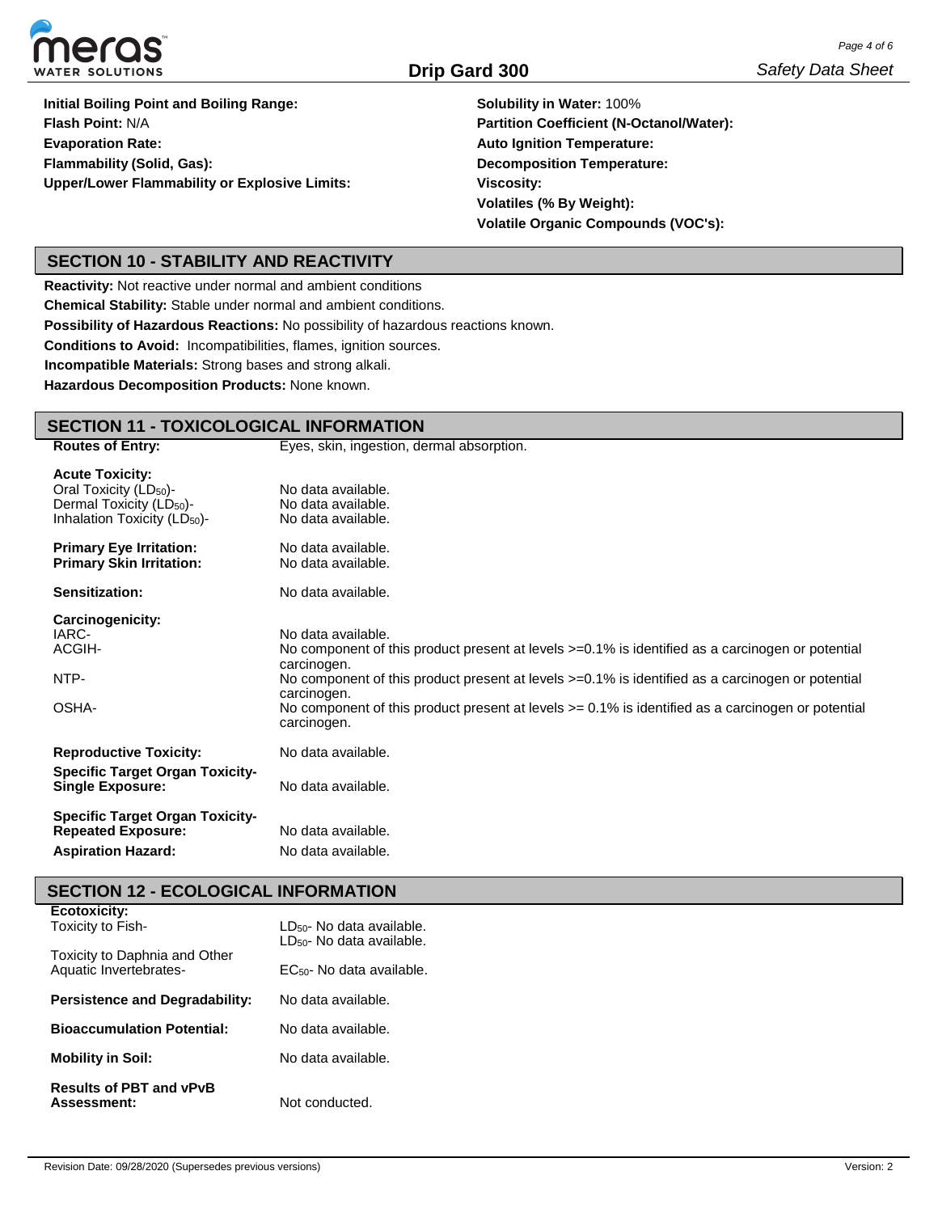**Initial Boiling Point and Boiling Range:**
**Flash Point:** N/A
**Evaporation Rate:**
**Flammability (Solid, Gas):**
**Upper/Lower Flammability or Explosive Limits:**

**Solubility in Water:** 100%
**Partition Coefficient (N-Octanol/Water):**
**Auto Ignition Temperature:**
**Decomposition Temperature:**
**Viscosity:**
**Volatiles (% By Weight):**
**Volatile Organic Compounds (VOC's):**

## SECTION 10 - STABILITY AND REACTIVITY

**Reactivity:** Not reactive under normal and ambient conditions
**Chemical Stability:** Stable under normal and ambient conditions.
**Possibility of Hazardous Reactions:** No possibility of hazardous reactions known.
**Conditions to Avoid:** Incompatibilities, flames, ignition sources.
**Incompatible Materials:** Strong bases and strong alkali.
**Hazardous Decomposition Products:** None known.

## SECTION 11 - TOXICOLOGICAL INFORMATION

| | |
|---|---|
| **Routes of Entry:** | Eyes, skin, ingestion, dermal absorption. |
| **Acute Toxicity:** | |
| Oral Toxicity ($LD_{50}$)- | No data available. |
| Dermal Toxicity ($LD_{50}$)- | No data available. |
| Inhalation Toxicity ($LD_{50}$)- | No data available. |
| **Primary Eye Irritation:** | No data available. |
| **Primary Skin Irritation:** | No data available. |
| **Sensitization:** | No data available. |
| **Carcinogenicity:** | |
| IARC- | No data available. |
| ACGIH- | No component of this product present at levels >=0.1% is identified as a carcinogen or potential carcinogen. |
| NTP- | No component of this product present at levels >=0.1% is identified as a carcinogen or potential carcinogen. |
| OSHA- | No component of this product present at levels >= 0.1% is identified as a carcinogen or potential carcinogen. |
| **Reproductive Toxicity:** | No data available. |
| **Specific Target Organ Toxicity-Single Exposure:** | No data available. |
| **Specific Target Organ Toxicity-Repeated Exposure:** | No data available. |
| **Aspiration Hazard:** | No data available. |

## SECTION 12 - ECOLOGICAL INFORMATION

| | |
|---|---|
| **Ecotoxicity:** | |
| Toxicity to Fish- | $LD_{50}$- No data available.<br>$LD_{50}$- No data available. |
| Toxicity to Daphnia and Other Aquatic Invertebrates- | $EC_{50}$- No data available. |
| **Persistence and Degradability:** | No data available. |
| **Bioaccumulation Potential:** | No data available. |
| **Mobility in Soil:** | No data available. |
| **Results of PBT and vPvB Assessment:** | Not conducted. |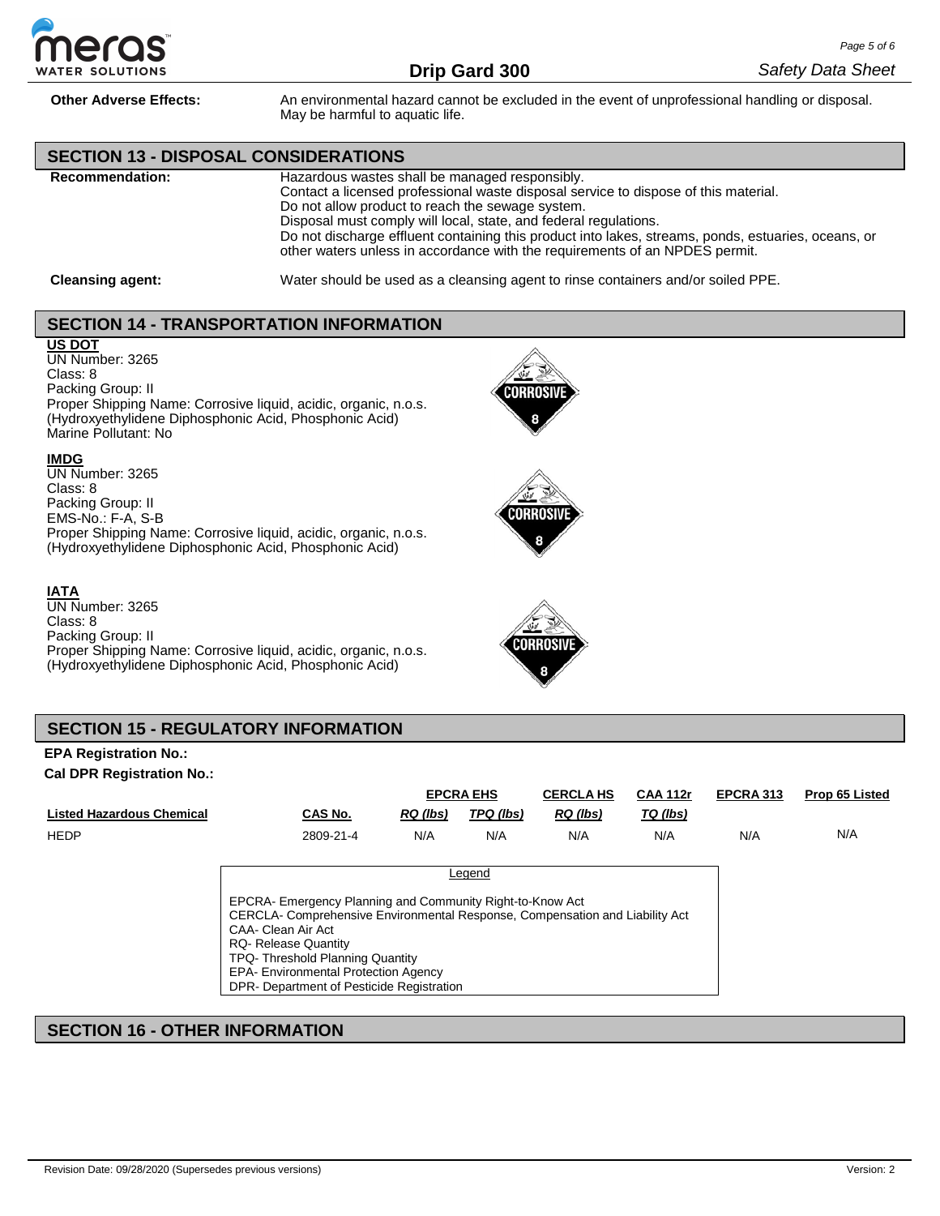**Other Adverse Effects:** An environmental hazard cannot be excluded in the event of unprofessional handling or disposal. May be harmful to aquatic life.

## SECTION 13 - DISPOSAL CONSIDERATIONS

**Recommendation:** Hazardous wastes shall be managed responsibly.
Contact a licensed professional waste disposal service to dispose of this material.
Do not allow product to reach the sewage system.
Disposal must comply will local, state, and federal regulations.
Do not discharge effluent containing this product into lakes, streams, ponds, estuaries, oceans, or other waters unless in accordance with the requirements of an NPDES permit.

**Cleansing agent:** Water should be used as a cleansing agent to rinse containers and/or soiled PPE.

## SECTION 14 - TRANSPORTATION INFORMATION

**US DOT**
UN Number: 3265
Class: 8
Packing Group: II
Proper Shipping Name: Corrosive liquid, acidic, organic, n.o.s.
(Hydroxyethylidene Diphosphonic Acid, Phosphonic Acid)
Marine Pollutant: No

**IMDG**
UN Number: 3265
Class: 8
Packing Group: II
EMS-No.: F-A, S-B
Proper Shipping Name: Corrosive liquid, acidic, organic, n.o.s.
(Hydroxyethylidene Diphosphonic Acid, Phosphonic Acid)

**IATA**
UN Number: 3265
Class: 8
Packing Group: II
Proper Shipping Name: Corrosive liquid, acidic, organic, n.o.s.
(Hydroxyethylidene Diphosphonic Acid, Phosphonic Acid)

## SECTION 15 - REGULATORY INFORMATION

**EPA Registration No.:**

**Cal DPR Registration No.:**

| | | EPCRA EHS | | CERCLA HS | CAA 112r | EPCRA 313 | Prop 65 Listed |
|---|---|---|---|---|---|---|---|
| Listed Hazardous Chemical | CAS No. | RQ (lbs) | TPQ (lbs) | RQ (lbs) | TQ (lbs) | | |
| HEDP | 2809-21-4 | N/A | N/A | N/A | N/A | N/A | N/A |

Legend

EPCRA- Emergency Planning and Community Right-to-Know Act
CERCLA- Comprehensive Environmental Response, Compensation and Liability Act
CAA- Clean Air Act
RQ- Release Quantity
TPQ- Threshold Planning Quantity
EPA- Environmental Protection Agency
DPR- Department of Pesticide Registration

## SECTION 16 - OTHER INFORMATION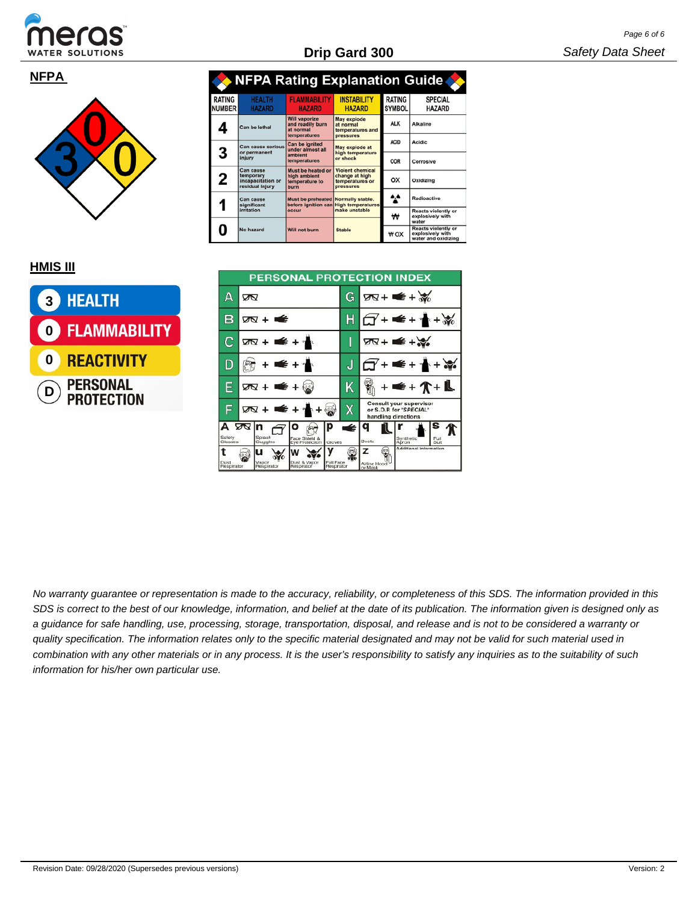## NFPA

Health: 3
Flammability: 0
Instability: 0

### NFPA Rating Explanation Guide

| RATING NUMBER | HEALTH HAZARD | FLAMMABILITY HAZARD | INSTABILITY HAZARD | RATING SYMBOL | SPECIAL HAZARD |
|---|---|---|---|---|---|
| 4 | Can be lethal | Will vaporize and readily burn at normal temperatures | May explode at normal temperatures and pressures | ALK | Alkaline |
| | | | | ACID | Acidic |
| 3 | Can cause serious or permanent injury | Can be ignited under almost all ambient temperatures | May explode at high temperature or shock | COR | Corrosive |
| 2 | Can cause temporary incapacitation or residual injury | Must be heated or high ambient temperature to burn | Violent chemical change at high temperatures or pressures | OX | Oxidizing |
| | | | | | Radioactive |
| 1 | Can cause significant irritation | Must be preheated before ignition can occur | Normally stable. High temperatures make unstable | ₩ | Reacts violently or explosively with water |
| 0 | No hazard | Will not burn | Stable | ₩OX | Reacts violently or explosively with water and oxidizing |

## HMIS III

| | |
|---|---|
| HEALTH | 3 |
| FLAMMABILITY | 0 |
| REACTIVITY | 0 |
| PERSONAL PROTECTION | D |

### PERSONAL PROTECTION INDEX

| | | | |
|---|---|---|---|
| A | Safety Glasses | G | Safety Glasses + Gloves + Vapor Respirator |
| B | Safety Glasses + Gloves | H | Splash Goggles + Gloves + Synthetic Apron + Vapor Respirator |
| C | Safety Glasses + Gloves + Synthetic Apron | I | Safety Glasses + Gloves + Dust & Vapor Respirator |
| D | Face Shield & Eye Protection + Gloves + Synthetic Apron | J | Splash Goggles + Gloves + Synthetic Apron + Dust & Vapor Respirator |
| E | Safety Glasses + Gloves + Dust Respirator | K | Airline Hood or Mask + Gloves + Full Suit + Boots |
| F | Safety Glasses + Gloves + Synthetic Apron + Dust Respirator | X | Consult your supervisor or S.O.P. for "SPECIAL" handling directions |

a – Safety Glasses; b – Splash Goggles; c – Face Shield & Eye Protection; d – Gloves; e – Boots; f – Synthetic Apron; g – Full Suit; h – Dust Respirator; i – Vapor Respirator; j – Dust & Vapor Respirator; k – Full Face Respirator; l – Airline Hood or Mask; Additional Information

*No warranty guarantee or representation is made to the accuracy, reliability, or completeness of this SDS. The information provided in this SDS is correct to the best of our knowledge, information, and belief at the date of its publication. The information given is designed only as a guidance for safe handling, use, processing, storage, transportation, disposal, and release and is not to be considered a warranty or quality specification. The information relates only to the specific material designated and may not be valid for such material used in combination with any other materials or in any process. It is the user's responsibility to satisfy any inquiries as to the suitability of such information for his/her own particular use.*

Revision Date: 09/28/2020 (Supersedes previous versions) Version: 2